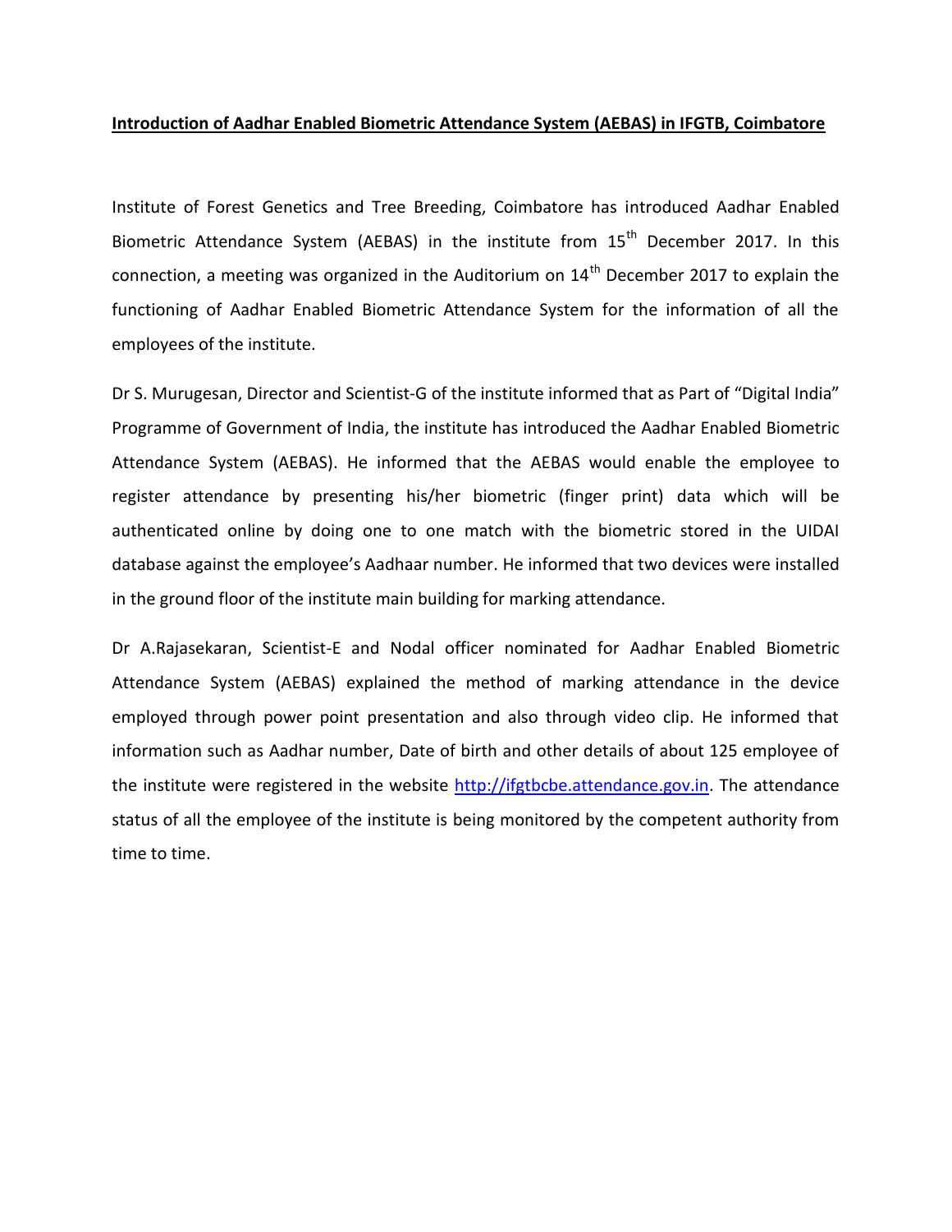**<u>Introduction of Aadhar Enabled Biometric Attendance System (AEBAS) in IFGTB, Coimbatore</u>**

Institute of Forest Genetics and Tree Breeding, Coimbatore has introduced Aadhar Enabled Biometric Attendance System (AEBAS) in the institute from 15th December 2017. In this connection, a meeting was organized in the Auditorium on 14th December 2017 to explain the functioning of Aadhar Enabled Biometric Attendance System for the information of all the employees of the institute.

Dr S. Murugesan, Director and Scientist-G of the institute informed that as Part of "Digital India" Programme of Government of India, the institute has introduced the Aadhar Enabled Biometric Attendance System (AEBAS). He informed that the AEBAS would enable the employee to register attendance by presenting his/her biometric (finger print) data which will be authenticated online by doing one to one match with the biometric stored in the UIDAI database against the employee's Aadhaar number. He informed that two devices were installed in the ground floor of the institute main building for marking attendance.

Dr A.Rajasekaran, Scientist-E and Nodal officer nominated for Aadhar Enabled Biometric Attendance System (AEBAS) explained the method of marking attendance in the device employed through power point presentation and also through video clip. He informed that information such as Aadhar number, Date of birth and other details of about 125 employee of the institute were registered in the website http://ifgtbcbe.attendance.gov.in. The attendance status of all the employee of the institute is being monitored by the competent authority from time to time.